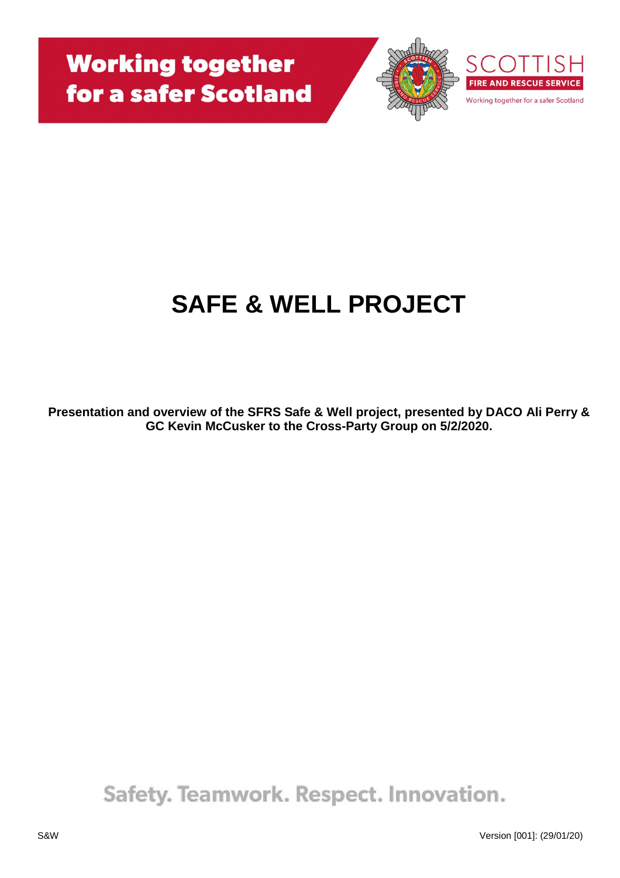Working together for a safer Scotland

SCOTTISH FIRE AND RESCUE SERVICE

Working together for a safer Scotland

# SAFE & WELL PROJECT

**Presentation and overview of the SFRS Safe & Well project, presented by DACO Ali Perry & GC Kevin McCusker to the Cross-Party Group on 5/2/2020.**

Safety. Teamwork. Respect. Innovation.

S&W

Version [001]: (29/01/20)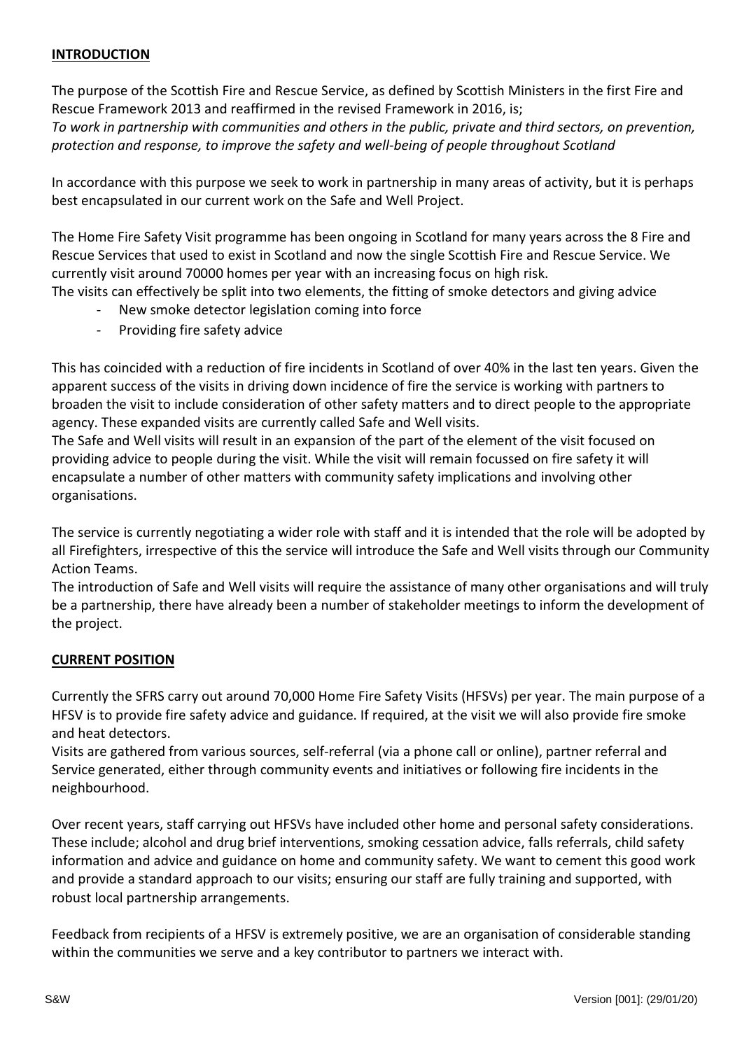## INTRODUCTION

The purpose of the Scottish Fire and Rescue Service, as defined by Scottish Ministers in the first Fire and Rescue Framework 2013 and reaffirmed in the revised Framework in 2016, is;
*To work in partnership with communities and others in the public, private and third sectors, on prevention, protection and response, to improve the safety and well-being of people throughout Scotland*

In accordance with this purpose we seek to work in partnership in many areas of activity, but it is perhaps best encapsulated in our current work on the Safe and Well Project.

The Home Fire Safety Visit programme has been ongoing in Scotland for many years across the 8 Fire and Rescue Services that used to exist in Scotland and now the single Scottish Fire and Rescue Service. We currently visit around 70000 homes per year with an increasing focus on high risk.
The visits can effectively be split into two elements, the fitting of smoke detectors and giving advice

- New smoke detector legislation coming into force
- Providing fire safety advice

This has coincided with a reduction of fire incidents in Scotland of over 40% in the last ten years. Given the apparent success of the visits in driving down incidence of fire the service is working with partners to broaden the visit to include consideration of other safety matters and to direct people to the appropriate agency. These expanded visits are currently called Safe and Well visits.
The Safe and Well visits will result in an expansion of the part of the element of the visit focused on providing advice to people during the visit. While the visit will remain focussed on fire safety it will encapsulate a number of other matters with community safety implications and involving other organisations.

The service is currently negotiating a wider role with staff and it is intended that the role will be adopted by all Firefighters, irrespective of this the service will introduce the Safe and Well visits through our Community Action Teams.
The introduction of Safe and Well visits will require the assistance of many other organisations and will truly be a partnership, there have already been a number of stakeholder meetings to inform the development of the project.

## CURRENT POSITION

Currently the SFRS carry out around 70,000 Home Fire Safety Visits (HFSVs) per year. The main purpose of a HFSV is to provide fire safety advice and guidance. If required, at the visit we will also provide fire smoke and heat detectors.
Visits are gathered from various sources, self-referral (via a phone call or online), partner referral and Service generated, either through community events and initiatives or following fire incidents in the neighbourhood.

Over recent years, staff carrying out HFSVs have included other home and personal safety considerations. These include; alcohol and drug brief interventions, smoking cessation advice, falls referrals, child safety information and advice and guidance on home and community safety. We want to cement this good work and provide a standard approach to our visits; ensuring our staff are fully training and supported, with robust local partnership arrangements.

Feedback from recipients of a HFSV is extremely positive, we are an organisation of considerable standing within the communities we serve and a key contributor to partners we interact with.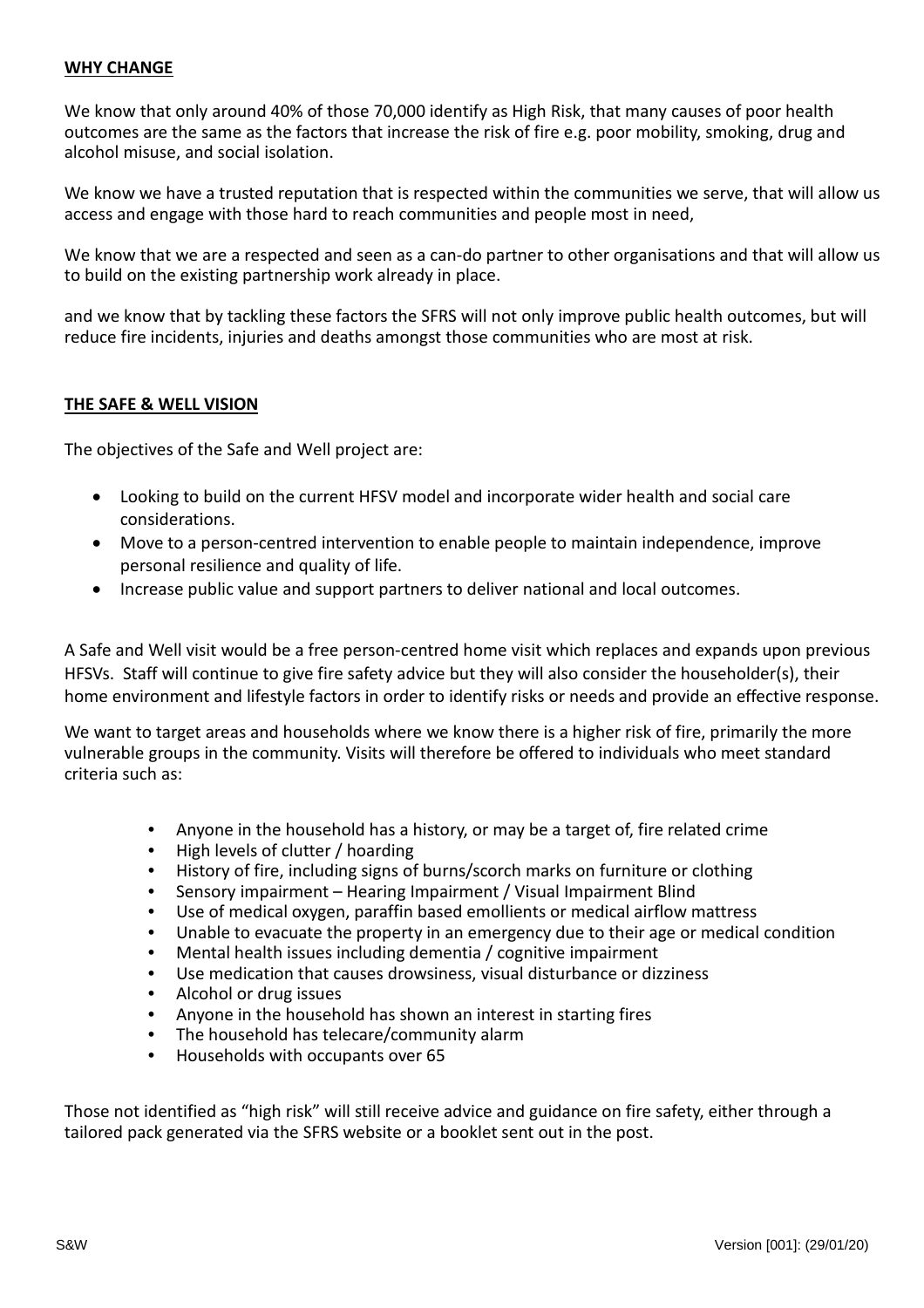**WHY CHANGE**

We know that only around 40% of those 70,000 identify as High Risk, that many causes of poor health outcomes are the same as the factors that increase the risk of fire e.g. poor mobility, smoking, drug and alcohol misuse, and social isolation.

We know we have a trusted reputation that is respected within the communities we serve, that will allow us access and engage with those hard to reach communities and people most in need,

We know that we are a respected and seen as a can-do partner to other organisations and that will allow us to build on the existing partnership work already in place.

and we know that by tackling these factors the SFRS will not only improve public health outcomes, but will reduce fire incidents, injuries and deaths amongst those communities who are most at risk.

**THE SAFE & WELL VISION**

The objectives of the Safe and Well project are:

- Looking to build on the current HFSV model and incorporate wider health and social care considerations.
- Move to a person-centred intervention to enable people to maintain independence, improve personal resilience and quality of life.
- Increase public value and support partners to deliver national and local outcomes.

A Safe and Well visit would be a free person-centred home visit which replaces and expands upon previous HFSVs. Staff will continue to give fire safety advice but they will also consider the householder(s), their home environment and lifestyle factors in order to identify risks or needs and provide an effective response.

We want to target areas and households where we know there is a higher risk of fire, primarily the more vulnerable groups in the community. Visits will therefore be offered to individuals who meet standard criteria such as:

- Anyone in the household has a history, or may be a target of, fire related crime
- High levels of clutter / hoarding
- History of fire, including signs of burns/scorch marks on furniture or clothing
- Sensory impairment – Hearing Impairment / Visual Impairment Blind
- Use of medical oxygen, paraffin based emollients or medical airflow mattress
- Unable to evacuate the property in an emergency due to their age or medical condition
- Mental health issues including dementia / cognitive impairment
- Use medication that causes drowsiness, visual disturbance or dizziness
- Alcohol or drug issues
- Anyone in the household has shown an interest in starting fires
- The household has telecare/community alarm
- Households with occupants over 65

Those not identified as "high risk" will still receive advice and guidance on fire safety, either through a tailored pack generated via the SFRS website or a booklet sent out in the post.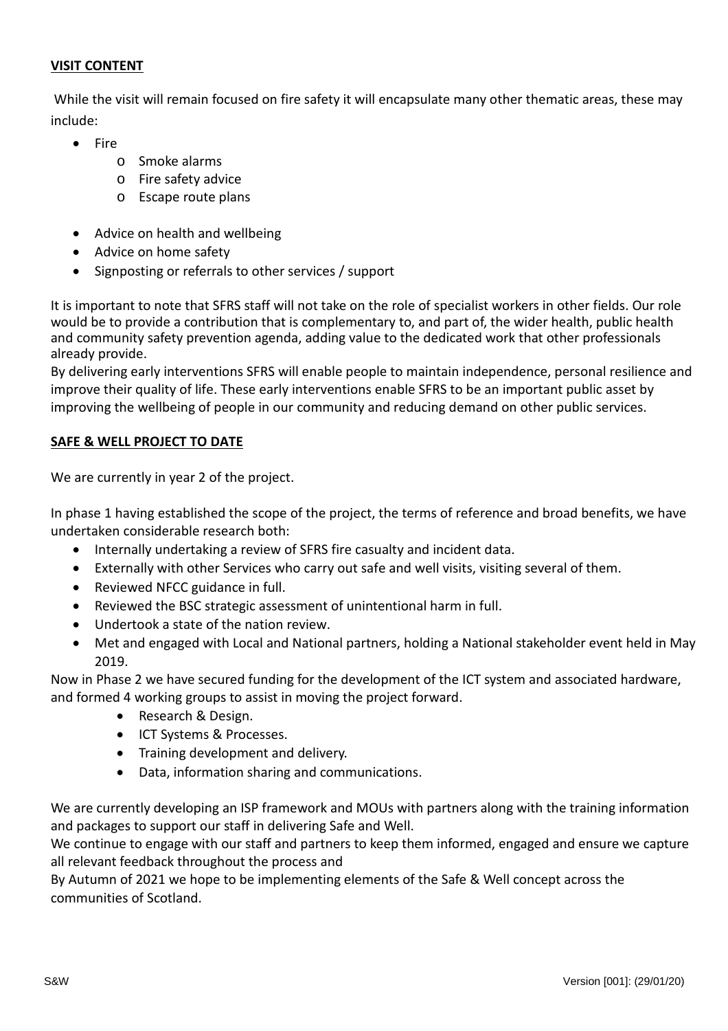**VISIT CONTENT**

While the visit will remain focused on fire safety it will encapsulate many other thematic areas, these may include:

- Fire
  - Smoke alarms
  - Fire safety advice
  - Escape route plans
- Advice on health and wellbeing
- Advice on home safety
- Signposting or referrals to other services / support

It is important to note that SFRS staff will not take on the role of specialist workers in other fields. Our role would be to provide a contribution that is complementary to, and part of, the wider health, public health and community safety prevention agenda, adding value to the dedicated work that other professionals already provide.

By delivering early interventions SFRS will enable people to maintain independence, personal resilience and improve their quality of life. These early interventions enable SFRS to be an important public asset by improving the wellbeing of people in our community and reducing demand on other public services.

**SAFE & WELL PROJECT TO DATE**

We are currently in year 2 of the project.

In phase 1 having established the scope of the project, the terms of reference and broad benefits, we have undertaken considerable research both:

- Internally undertaking a review of SFRS fire casualty and incident data.
- Externally with other Services who carry out safe and well visits, visiting several of them.
- Reviewed NFCC guidance in full.
- Reviewed the BSC strategic assessment of unintentional harm in full.
- Undertook a state of the nation review.
- Met and engaged with Local and National partners, holding a National stakeholder event held in May 2019.

Now in Phase 2 we have secured funding for the development of the ICT system and associated hardware, and formed 4 working groups to assist in moving the project forward.

- Research & Design.
- ICT Systems & Processes.
- Training development and delivery.
- Data, information sharing and communications.

We are currently developing an ISP framework and MOUs with partners along with the training information and packages to support our staff in delivering Safe and Well.

We continue to engage with our staff and partners to keep them informed, engaged and ensure we capture all relevant feedback throughout the process and

By Autumn of 2021 we hope to be implementing elements of the Safe & Well concept across the communities of Scotland.